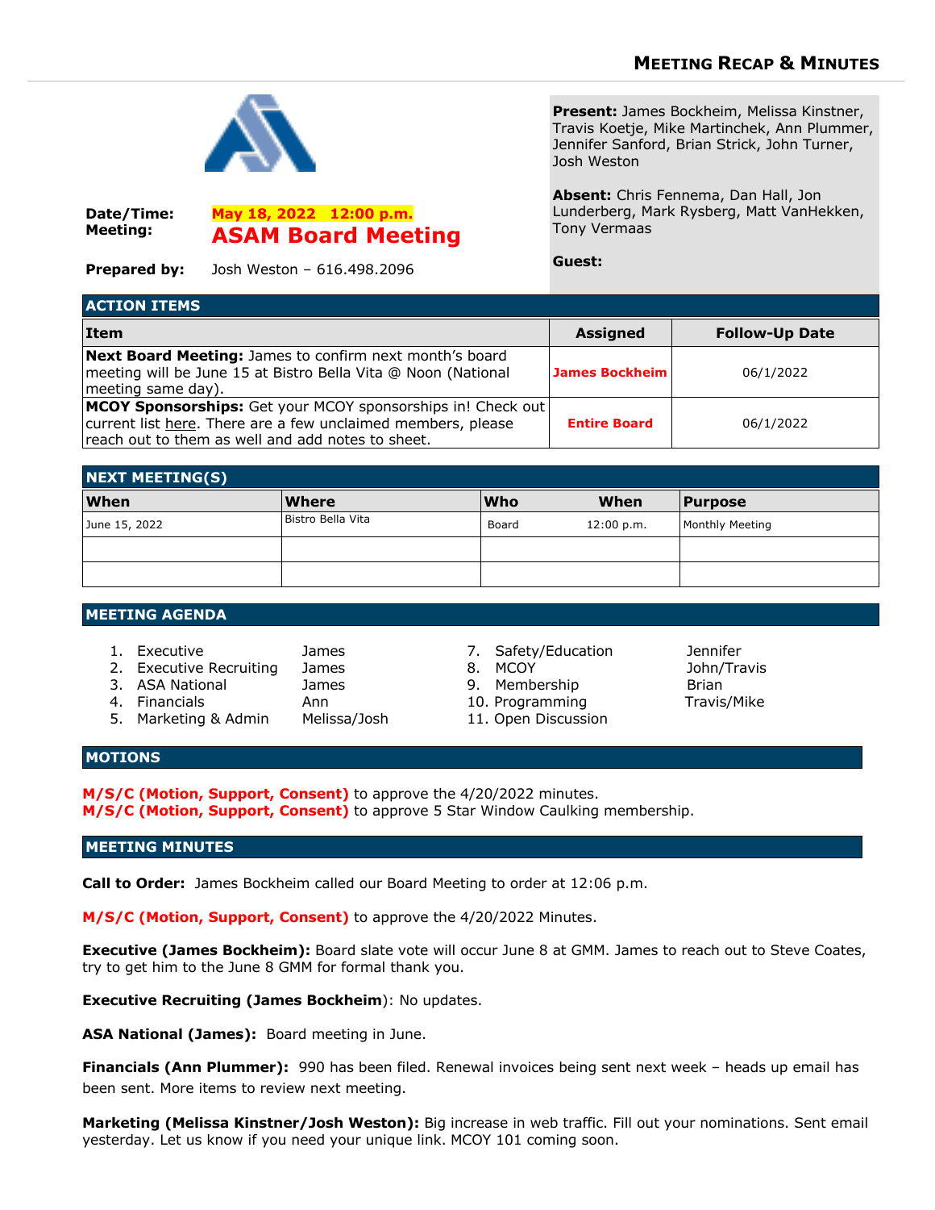# Meeting Recap & Minutes

**Date/Time:** May 18, 2022 12:00 p.m.
**Meeting:** ASAM Board Meeting

**Prepared by:** Josh Weston – 616.498.2096

**Present:** James Bockheim, Melissa Kinstner, Travis Koetje, Mike Martinchek, Ann Plummer, Jennifer Sanford, Brian Strick, John Turner, Josh Weston

**Absent:** Chris Fennema, Dan Hall, Jon Lunderberg, Mark Rysberg, Matt VanHekken, Tony Vermaas

**Guest:**

## ACTION ITEMS

| Item | Assigned | Follow-Up Date |
|---|---|---|
| **Next Board Meeting:** James to confirm next month's board meeting will be June 15 at Bistro Bella Vita @ Noon (National meeting same day). | **James Bockheim** | 06/1/2022 |
| **MCOY Sponsorships:** Get your MCOY sponsorships in! Check out current list here. There are a few unclaimed members, please reach out to them as well and add notes to sheet. | **Entire Board** | 06/1/2022 |

## NEXT MEETING(S)

| When | Where | Who | When | Purpose |
|---|---|---|---|---|
| June 15, 2022 | Bistro Bella Vita | Board | 12:00 p.m. | Monthly Meeting |
| | | | | |
| | | | | |

## MEETING AGENDA

1. Executive – James
2. Executive Recruiting – James
3. ASA National – James
4. Financials – Ann
5. Marketing & Admin – Melissa/Josh
7. Safety/Education – Jennifer
8. MCOY – John/Travis
9. Membership – Brian
10. Programming – Travis/Mike
11. Open Discussion

## MOTIONS

**M/S/C (Motion, Support, Consent)** to approve the 4/20/2022 minutes.
**M/S/C (Motion, Support, Consent)** to approve 5 Star Window Caulking membership.

## MEETING MINUTES

**Call to Order:** James Bockheim called our Board Meeting to order at 12:06 p.m.

**M/S/C (Motion, Support, Consent)** to approve the 4/20/2022 Minutes.

**Executive (James Bockheim):** Board slate vote will occur June 8 at GMM. James to reach out to Steve Coates, try to get him to the June 8 GMM for formal thank you.

**Executive Recruiting (James Bockheim)**: No updates.

**ASA National (James):** Board meeting in June.

**Financials (Ann Plummer):** 990 has been filed. Renewal invoices being sent next week – heads up email has been sent. More items to review next meeting.

**Marketing (Melissa Kinstner/Josh Weston):** Big increase in web traffic. Fill out your nominations. Sent email yesterday. Let us know if you need your unique link. MCOY 101 coming soon.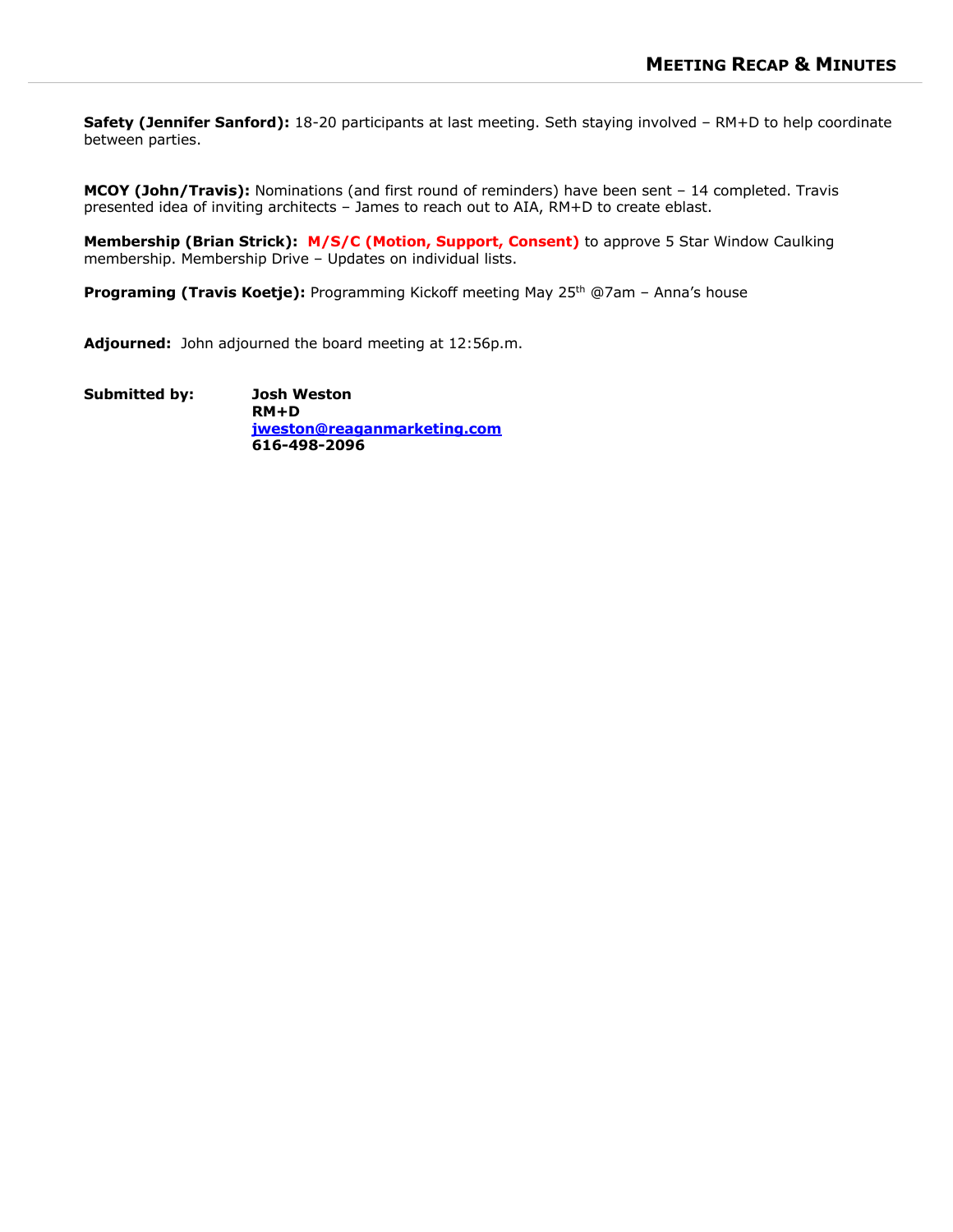**Safety (Jennifer Sanford):** 18-20 participants at last meeting. Seth staying involved – RM+D to help coordinate between parties.

**MCOY (John/Travis):** Nominations (and first round of reminders) have been sent – 14 completed. Travis presented idea of inviting architects – James to reach out to AIA, RM+D to create eblast.

**Membership (Brian Strick):** **M/S/C (Motion, Support, Consent)** to approve 5 Star Window Caulking membership. Membership Drive – Updates on individual lists.

**Programing (Travis Koetje):** Programming Kickoff meeting May 25th @7am – Anna's house

**Adjourned:** John adjourned the board meeting at 12:56p.m.

**Submitted by:** **Josh Weston**
**RM+D**
**jweston@reaganmarketing.com**
**616-498-2096**